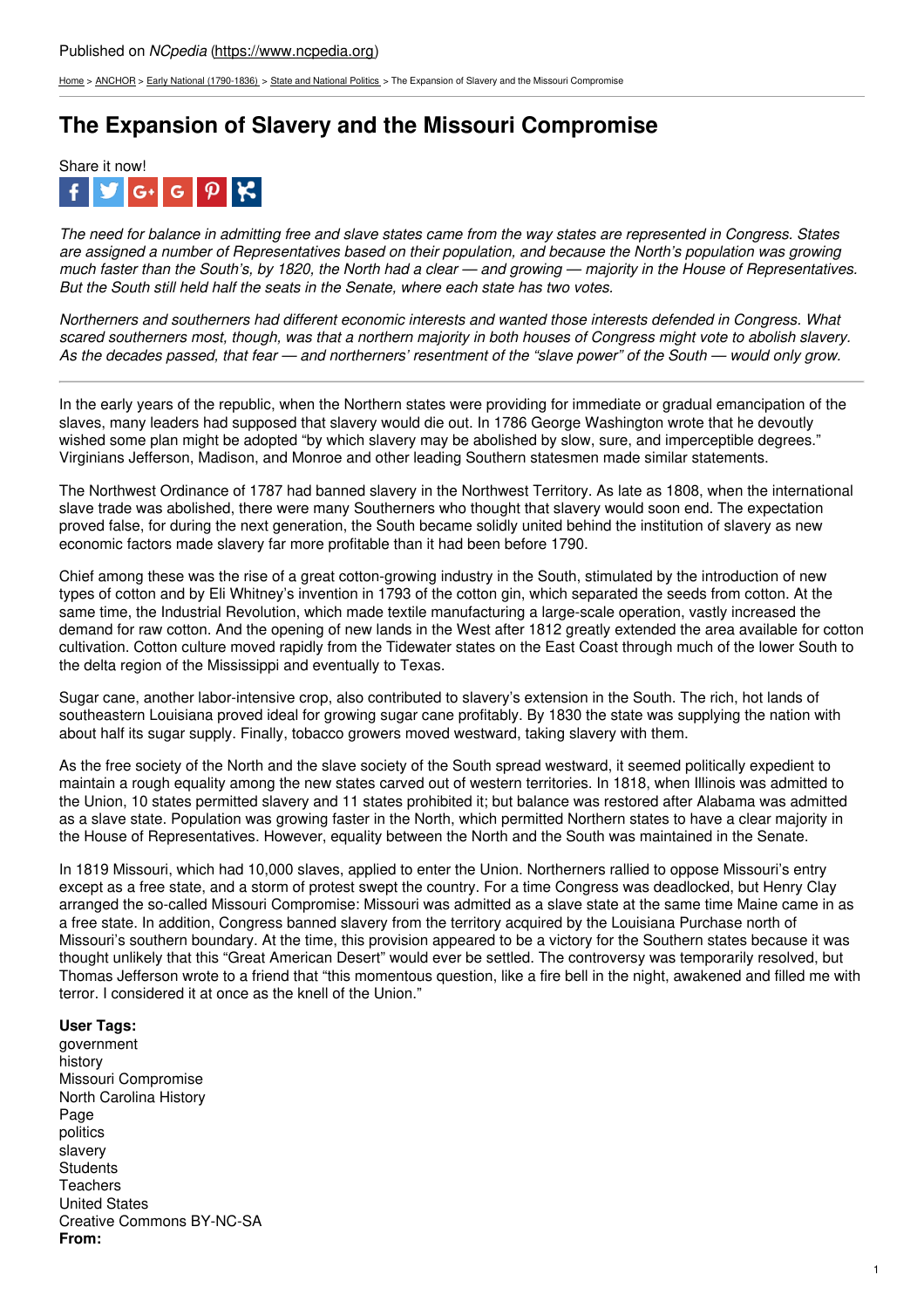Published on *NCpedia* (https://www.ncpedia.org)

Home > ANCHOR > Early National (1790-1836) > State and National Politics > The Expansion of Slavery and the Missouri Compromise

# The Expansion of Slavery and the Missouri Compromise

Share it now!

*The need for balance in admitting free and slave states came from the way states are represented in Congress. States are assigned a number of Representatives based on their population, and because the North's population was growing much faster than the South's, by 1820, the North had a clear — and growing — majority in the House of Representatives. But the South still held half the seats in the Senate, where each state has two votes.*

*Northerners and southerners had different economic interests and wanted those interests defended in Congress. What scared southerners most, though, was that a northern majority in both houses of Congress might vote to abolish slavery. As the decades passed, that fear — and northerners' resentment of the "slave power" of the South — would only grow.*

---

In the early years of the republic, when the Northern states were providing for immediate or gradual emancipation of the slaves, many leaders had supposed that slavery would die out. In 1786 George Washington wrote that he devoutly wished some plan might be adopted "by which slavery may be abolished by slow, sure, and imperceptible degrees." Virginians Jefferson, Madison, and Monroe and other leading Southern statesmen made similar statements.

The Northwest Ordinance of 1787 had banned slavery in the Northwest Territory. As late as 1808, when the international slave trade was abolished, there were many Southerners who thought that slavery would soon end. The expectation proved false, for during the next generation, the South became solidly united behind the institution of slavery as new economic factors made slavery far more profitable than it had been before 1790.

Chief among these was the rise of a great cotton-growing industry in the South, stimulated by the introduction of new types of cotton and by Eli Whitney's invention in 1793 of the cotton gin, which separated the seeds from cotton. At the same time, the Industrial Revolution, which made textile manufacturing a large-scale operation, vastly increased the demand for raw cotton. And the opening of new lands in the West after 1812 greatly extended the area available for cotton cultivation. Cotton culture moved rapidly from the Tidewater states on the East Coast through much of the lower South to the delta region of the Mississippi and eventually to Texas.

Sugar cane, another labor-intensive crop, also contributed to slavery's extension in the South. The rich, hot lands of southeastern Louisiana proved ideal for growing sugar cane profitably. By 1830 the state was supplying the nation with about half its sugar supply. Finally, tobacco growers moved westward, taking slavery with them.

As the free society of the North and the slave society of the South spread westward, it seemed politically expedient to maintain a rough equality among the new states carved out of western territories. In 1818, when Illinois was admitted to the Union, 10 states permitted slavery and 11 states prohibited it; but balance was restored after Alabama was admitted as a slave state. Population was growing faster in the North, which permitted Northern states to have a clear majority in the House of Representatives. However, equality between the North and the South was maintained in the Senate.

In 1819 Missouri, which had 10,000 slaves, applied to enter the Union. Northerners rallied to oppose Missouri's entry except as a free state, and a storm of protest swept the country. For a time Congress was deadlocked, but Henry Clay arranged the so-called Missouri Compromise: Missouri was admitted as a slave state at the same time Maine came in as a free state. In addition, Congress banned slavery from the territory acquired by the Louisiana Purchase north of Missouri's southern boundary. At the time, this provision appeared to be a victory for the Southern states because it was thought unlikely that this "Great American Desert" would ever be settled. The controversy was temporarily resolved, but Thomas Jefferson wrote to a friend that "this momentous question, like a fire bell in the night, awakened and filled me with terror. I considered it at once as the knell of the Union."

**User Tags:**
government
history
Missouri Compromise
North Carolina History
Page
politics
slavery
Students
Teachers
United States
Creative Commons BY-NC-SA
**From:**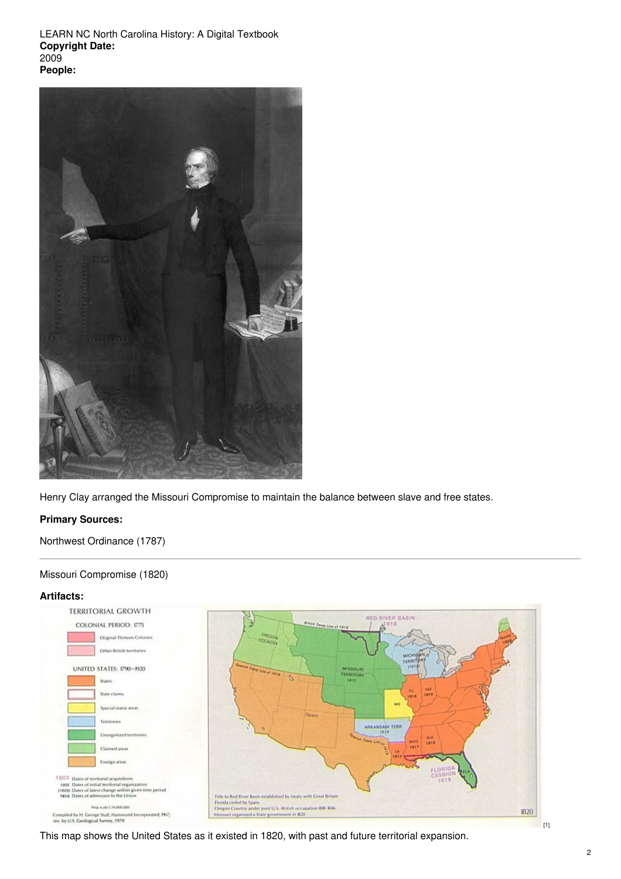LEARN NC North Carolina History: A Digital Textbook
**Copyright Date:**
2009
**People:**

Henry Clay arranged the Missouri Compromise to maintain the balance between slave and free states.

**Primary Sources:**

Northwest Ordinance (1787)

---

Missouri Compromise (1820)

**Artifacts:**

[1]

This map shows the United States as it existed in 1820, with past and future territorial expansion.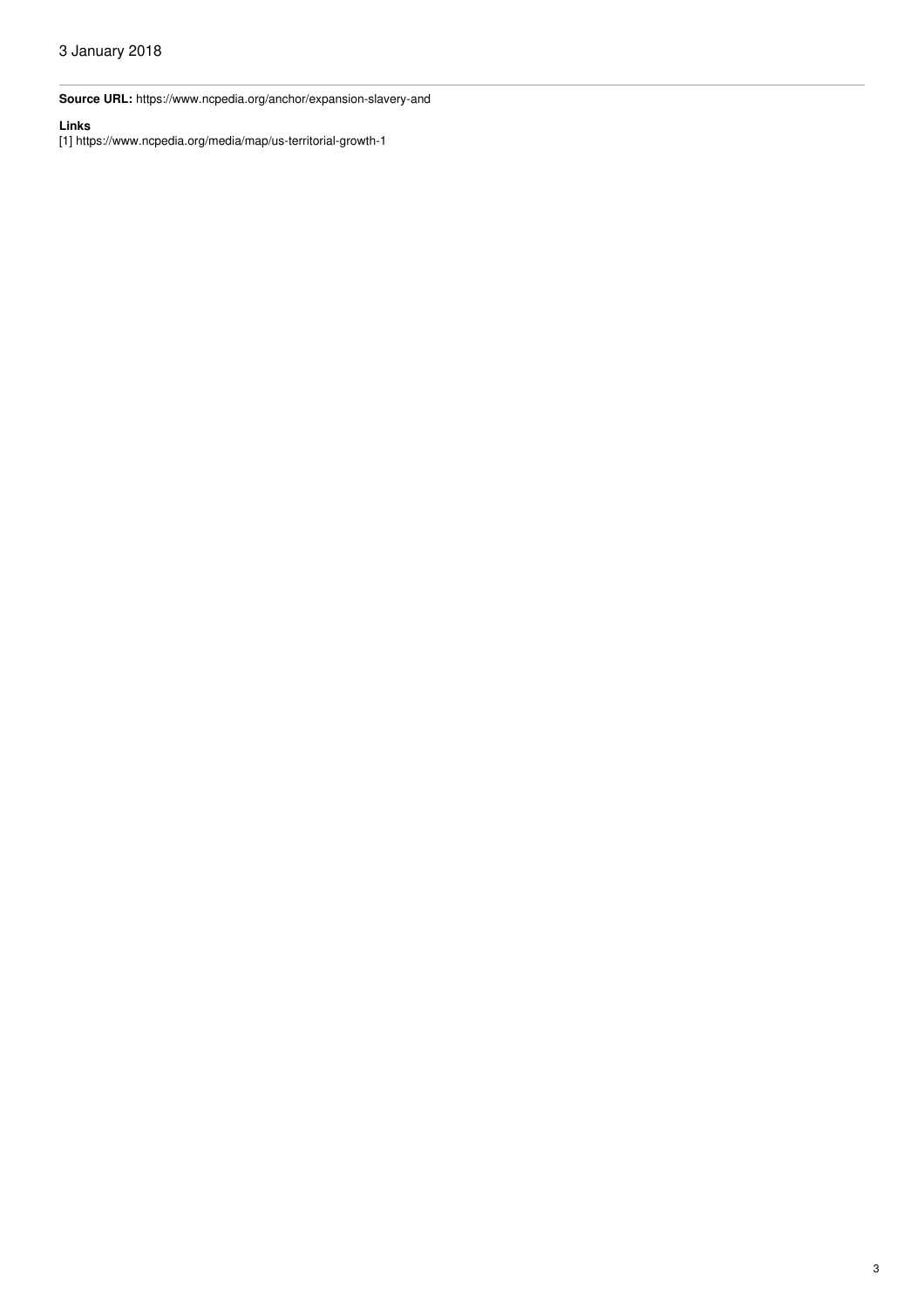3 January 2018

**Source URL:** https://www.ncpedia.org/anchor/expansion-slavery-and

**Links**
[1] https://www.ncpedia.org/media/map/us-territorial-growth-1